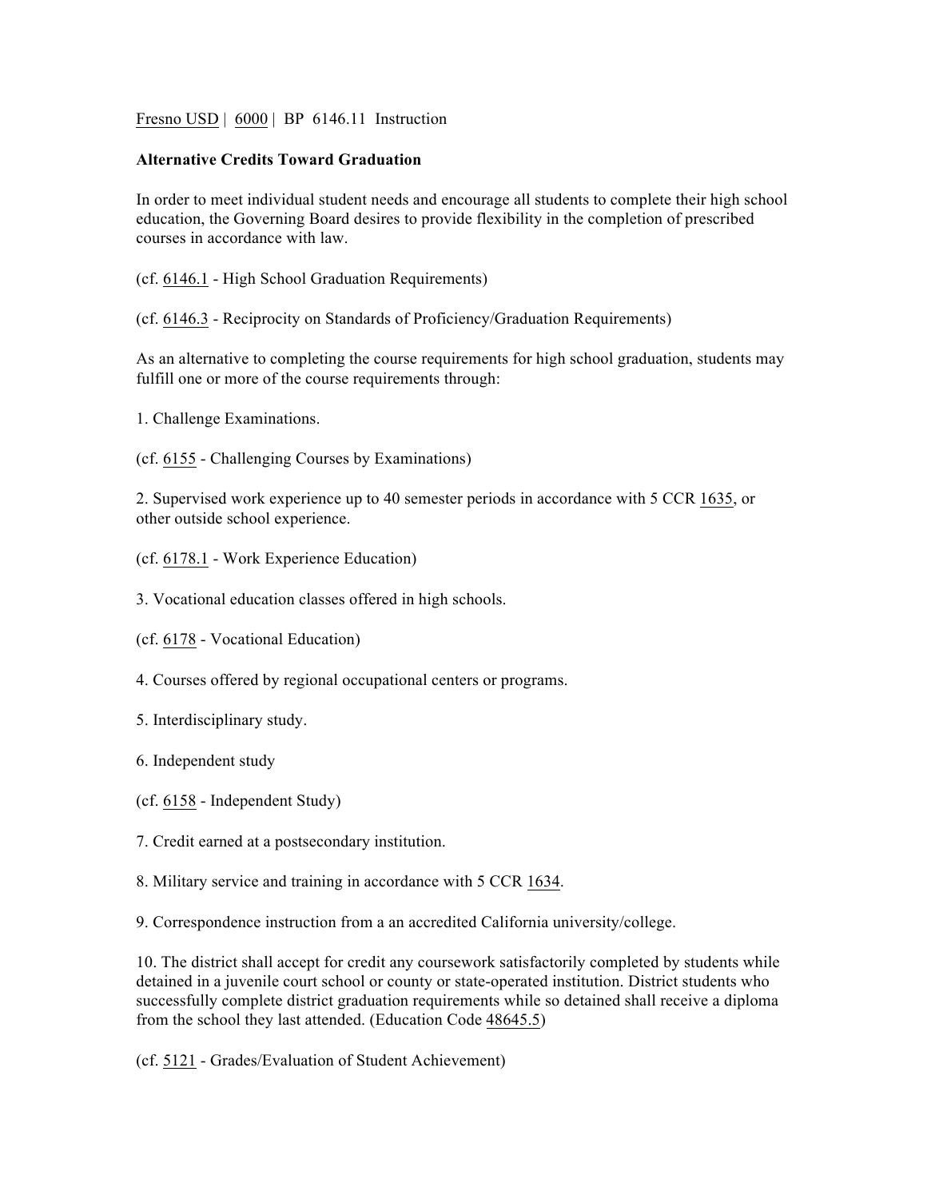Fresno USD | 6000 | BP 6146.11 Instruction

**Alternative Credits Toward Graduation**

In order to meet individual student needs and encourage all students to complete their high school education, the Governing Board desires to provide flexibility in the completion of prescribed courses in accordance with law.

(cf. 6146.1 - High School Graduation Requirements)

(cf. 6146.3 - Reciprocity on Standards of Proficiency/Graduation Requirements)

As an alternative to completing the course requirements for high school graduation, students may fulfill one or more of the course requirements through:

1. Challenge Examinations.

(cf. 6155 - Challenging Courses by Examinations)

2. Supervised work experience up to 40 semester periods in accordance with 5 CCR 1635, or other outside school experience.

(cf. 6178.1 - Work Experience Education)

3. Vocational education classes offered in high schools.

(cf. 6178 - Vocational Education)

4. Courses offered by regional occupational centers or programs.

5. Interdisciplinary study.

6. Independent study

(cf. 6158 - Independent Study)

7. Credit earned at a postsecondary institution.

8. Military service and training in accordance with 5 CCR 1634.

9. Correspondence instruction from a an accredited California university/college.

10. The district shall accept for credit any coursework satisfactorily completed by students while detained in a juvenile court school or county or state-operated institution. District students who successfully complete district graduation requirements while so detained shall receive a diploma from the school they last attended. (Education Code 48645.5)

(cf. 5121 - Grades/Evaluation of Student Achievement)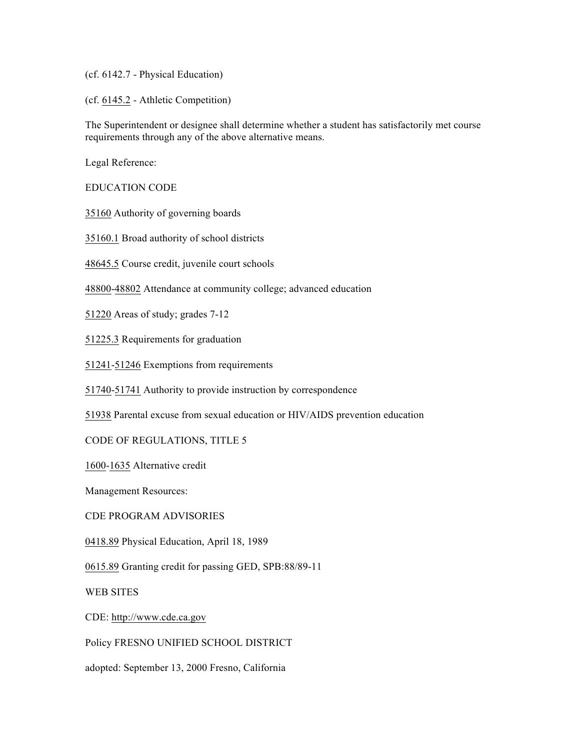(cf. 6142.7 - Physical Education)

(cf. 6145.2 - Athletic Competition)

The Superintendent or designee shall determine whether a student has satisfactorily met course requirements through any of the above alternative means.

Legal Reference:

EDUCATION CODE

35160 Authority of governing boards

35160.1 Broad authority of school districts

48645.5 Course credit, juvenile court schools

48800-48802 Attendance at community college; advanced education

51220 Areas of study; grades 7-12

51225.3 Requirements for graduation

51241-51246 Exemptions from requirements

51740-51741 Authority to provide instruction by correspondence

51938 Parental excuse from sexual education or HIV/AIDS prevention education

CODE OF REGULATIONS, TITLE 5

1600-1635 Alternative credit

Management Resources:

CDE PROGRAM ADVISORIES

0418.89 Physical Education, April 18, 1989

0615.89 Granting credit for passing GED, SPB:88/89-11

WEB SITES

CDE: http://www.cde.ca.gov

Policy FRESNO UNIFIED SCHOOL DISTRICT

adopted: September 13, 2000 Fresno, California